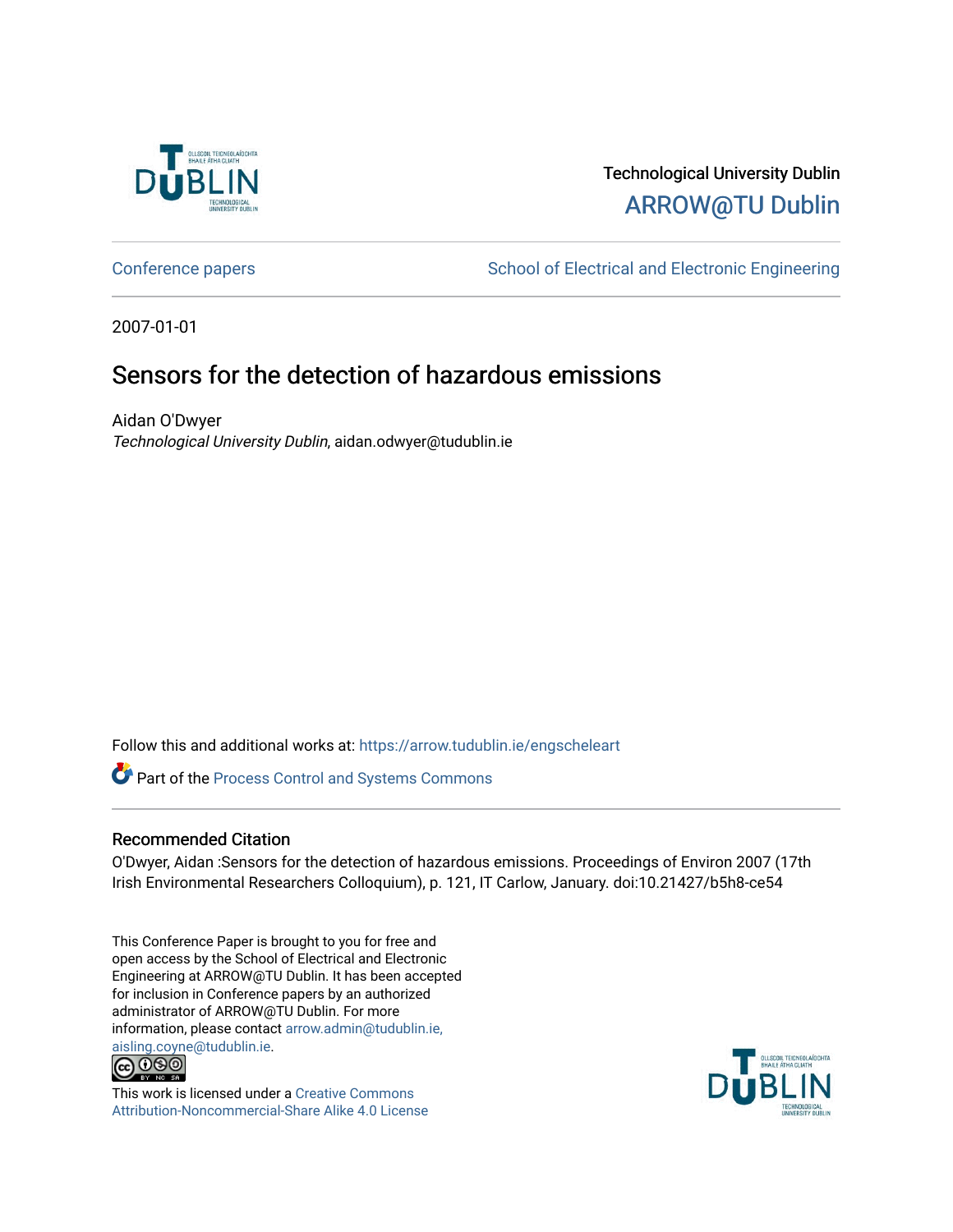Technological University Dublin

ARROW@TU Dublin

Conference papers | School of Electrical and Electronic Engineering

2007-01-01

# Sensors for the detection of hazardous emissions

Aidan O'Dwyer

*Technological University Dublin*, aidan.odwyer@tudublin.ie

Follow this and additional works at: https://arrow.tudublin.ie/engscheleart

Part of the Process Control and Systems Commons

## Recommended Citation

O'Dwyer, Aidan :Sensors for the detection of hazardous emissions. Proceedings of Environ 2007 (17th Irish Environmental Researchers Colloquium), p. 121, IT Carlow, January. doi:10.21427/b5h8-ce54

This Conference Paper is brought to you for free and open access by the School of Electrical and Electronic Engineering at ARROW@TU Dublin. It has been accepted for inclusion in Conference papers by an authorized administrator of ARROW@TU Dublin. For more information, please contact arrow.admin@tudublin.ie, aisling.coyne@tudublin.ie.

This work is licensed under a Creative Commons Attribution-Noncommercial-Share Alike 4.0 License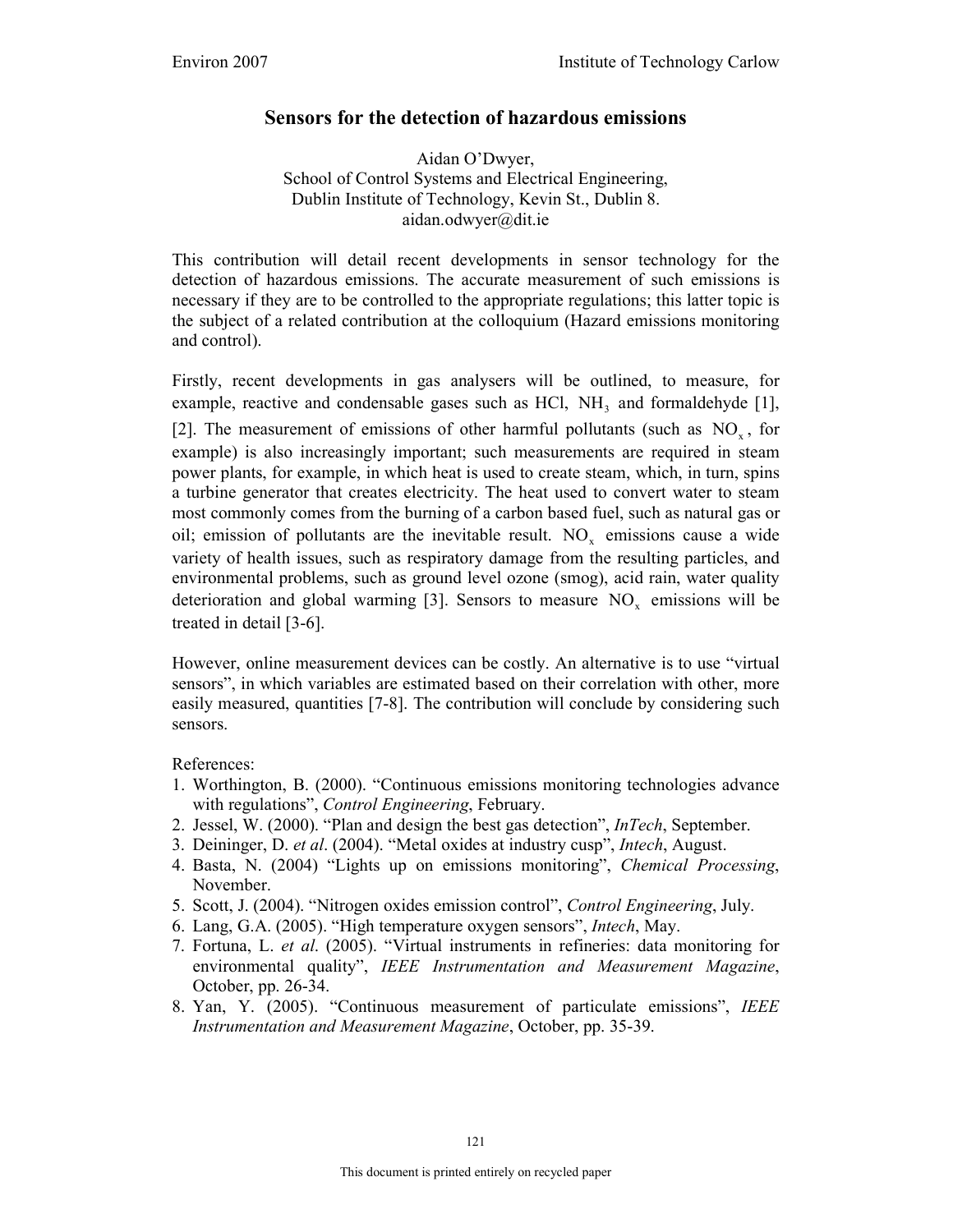# Sensors for the detection of hazardous emissions

Aidan O'Dwyer,
School of Control Systems and Electrical Engineering,
Dublin Institute of Technology, Kevin St., Dublin 8.
aidan.odwyer@dit.ie

This contribution will detail recent developments in sensor technology for the detection of hazardous emissions. The accurate measurement of such emissions is necessary if they are to be controlled to the appropriate regulations; this latter topic is the subject of a related contribution at the colloquium (Hazard emissions monitoring and control).

Firstly, recent developments in gas analysers will be outlined, to measure, for example, reactive and condensable gases such as HCl, $NH_3$ and formaldehyde [1], [2]. The measurement of emissions of other harmful pollutants (such as $NO_x$, for example) is also increasingly important; such measurements are required in steam power plants, for example, in which heat is used to create steam, which, in turn, spins a turbine generator that creates electricity. The heat used to convert water to steam most commonly comes from the burning of a carbon based fuel, such as natural gas or oil; emission of pollutants are the inevitable result. $NO_x$ emissions cause a wide variety of health issues, such as respiratory damage from the resulting particles, and environmental problems, such as ground level ozone (smog), acid rain, water quality deterioration and global warming [3]. Sensors to measure $NO_x$ emissions will be treated in detail [3-6].

However, online measurement devices can be costly. An alternative is to use "virtual sensors", in which variables are estimated based on their correlation with other, more easily measured, quantities [7-8]. The contribution will conclude by considering such sensors.

References:

1. Worthington, B. (2000). "Continuous emissions monitoring technologies advance with regulations", *Control Engineering*, February.
2. Jessel, W. (2000). "Plan and design the best gas detection", *InTech*, September.
3. Deininger, D. *et al*. (2004). "Metal oxides at industry cusp", *Intech*, August.
4. Basta, N. (2004) "Lights up on emissions monitoring", *Chemical Processing*, November.
5. Scott, J. (2004). "Nitrogen oxides emission control", *Control Engineering*, July.
6. Lang, G.A. (2005). "High temperature oxygen sensors", *Intech*, May.
7. Fortuna, L. *et al*. (2005). "Virtual instruments in refineries: data monitoring for environmental quality", *IEEE Instrumentation and Measurement Magazine*, October, pp. 26-34.
8. Yan, Y. (2005). "Continuous measurement of particulate emissions", *IEEE Instrumentation and Measurement Magazine*, October, pp. 35-39.

This document is printed entirely on recycled paper